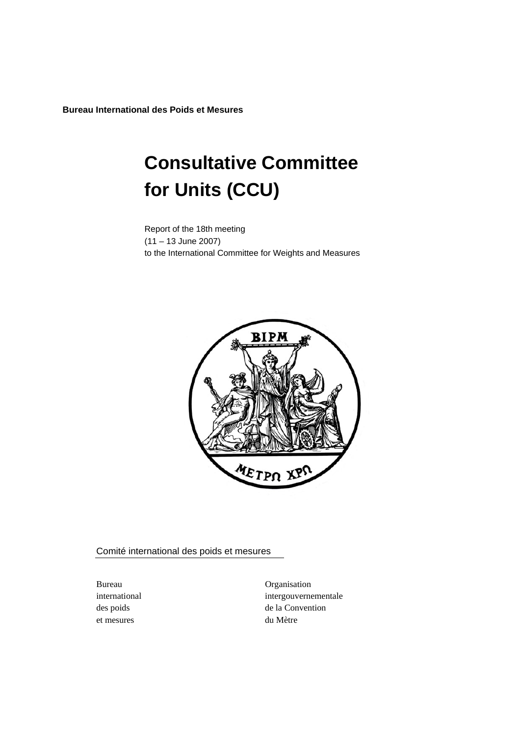**Bureau International des Poids et Mesures**

# Consultative Committee for Units (CCU)

Report of the 18th meeting
(11 – 13 June 2007)
to the International Committee for Weights and Measures

Comité international des poids et mesures

Bureau
international
des poids
et mesures

Organisation
intergouvernementale
de la Convention
du Mètre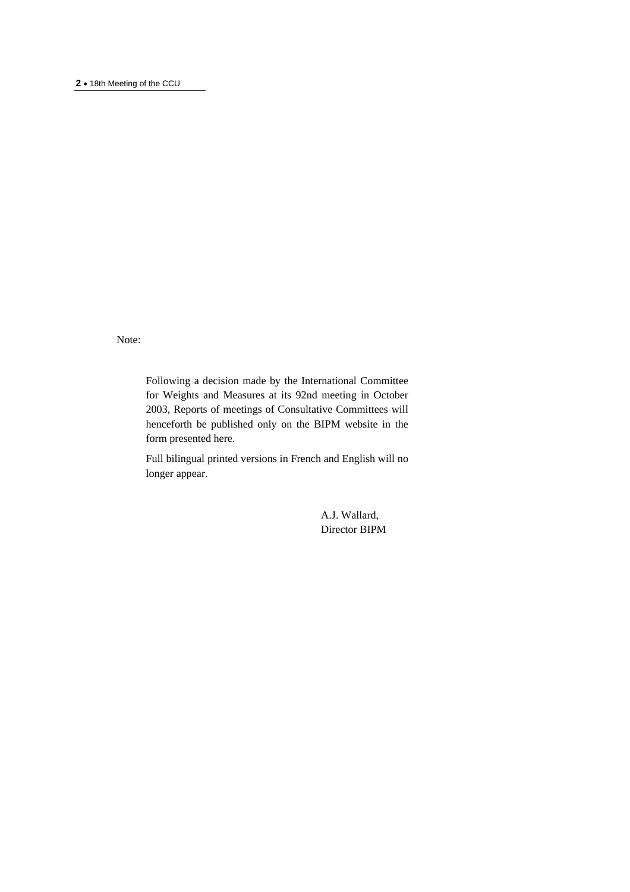Note:

Following a decision made by the International Committee for Weights and Measures at its 92nd meeting in October 2003, Reports of meetings of Consultative Committees will henceforth be published only on the BIPM website in the form presented here.

Full bilingual printed versions in French and English will no longer appear.

A.J. Wallard,
Director BIPM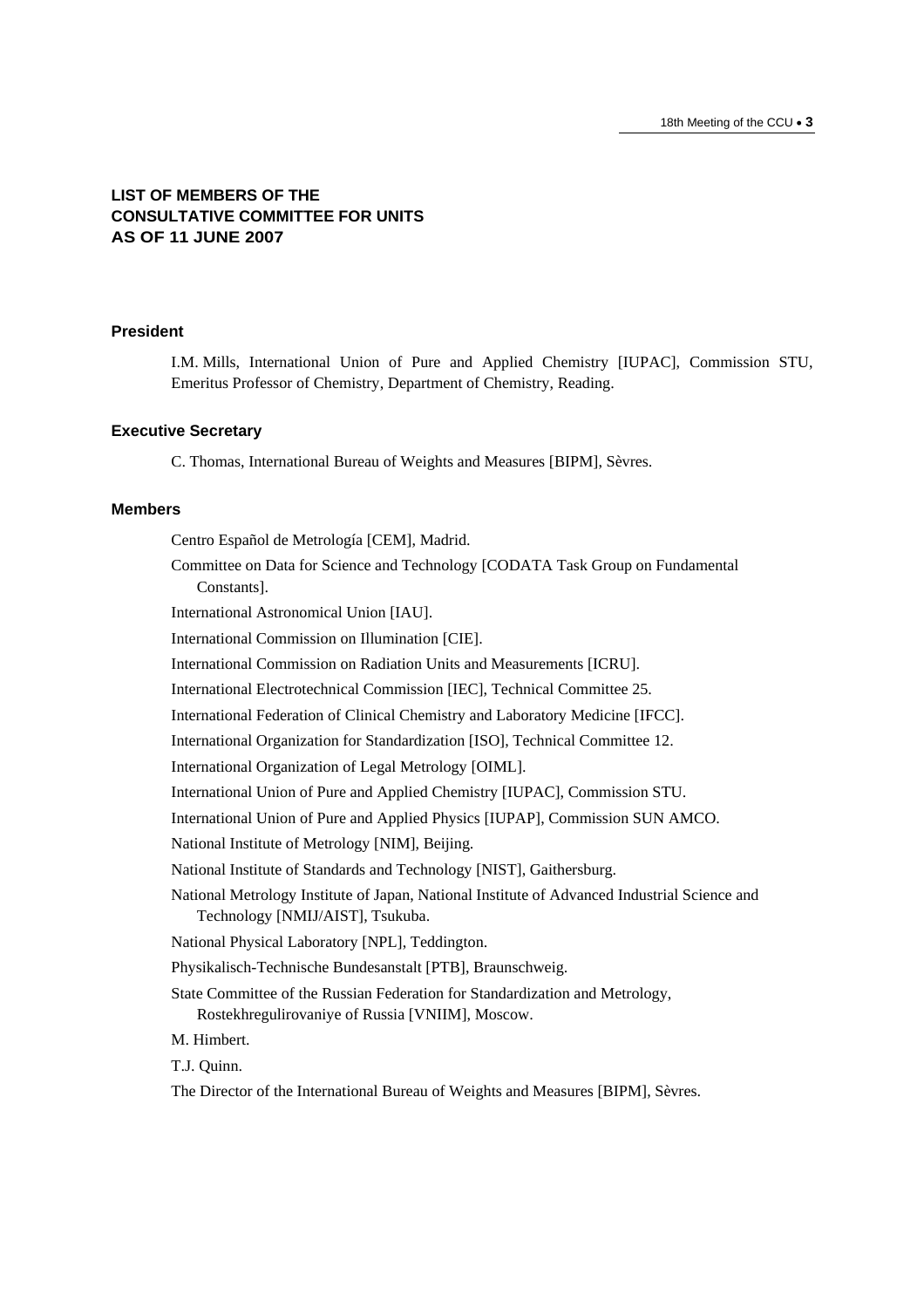# LIST OF MEMBERS OF THE CONSULTATIVE COMMITTEE FOR UNITS AS OF 11 JUNE 2007

## President

I.M. Mills, International Union of Pure and Applied Chemistry [IUPAC], Commission STU, Emeritus Professor of Chemistry, Department of Chemistry, Reading.

## Executive Secretary

C. Thomas, International Bureau of Weights and Measures [BIPM], Sèvres.

## Members

Centro Español de Metrología [CEM], Madrid.

Committee on Data for Science and Technology [CODATA Task Group on Fundamental Constants].

International Astronomical Union [IAU].

International Commission on Illumination [CIE].

International Commission on Radiation Units and Measurements [ICRU].

International Electrotechnical Commission [IEC], Technical Committee 25.

International Federation of Clinical Chemistry and Laboratory Medicine [IFCC].

International Organization for Standardization [ISO], Technical Committee 12.

International Organization of Legal Metrology [OIML].

International Union of Pure and Applied Chemistry [IUPAC], Commission STU.

International Union of Pure and Applied Physics [IUPAP], Commission SUN AMCO.

National Institute of Metrology [NIM], Beijing.

National Institute of Standards and Technology [NIST], Gaithersburg.

National Metrology Institute of Japan, National Institute of Advanced Industrial Science and Technology [NMIJ/AIST], Tsukuba.

National Physical Laboratory [NPL], Teddington.

Physikalisch-Technische Bundesanstalt [PTB], Braunschweig.

State Committee of the Russian Federation for Standardization and Metrology, Rostekhregulirovaniye of Russia [VNIIM], Moscow.

M. Himbert.

T.J. Quinn.

The Director of the International Bureau of Weights and Measures [BIPM], Sèvres.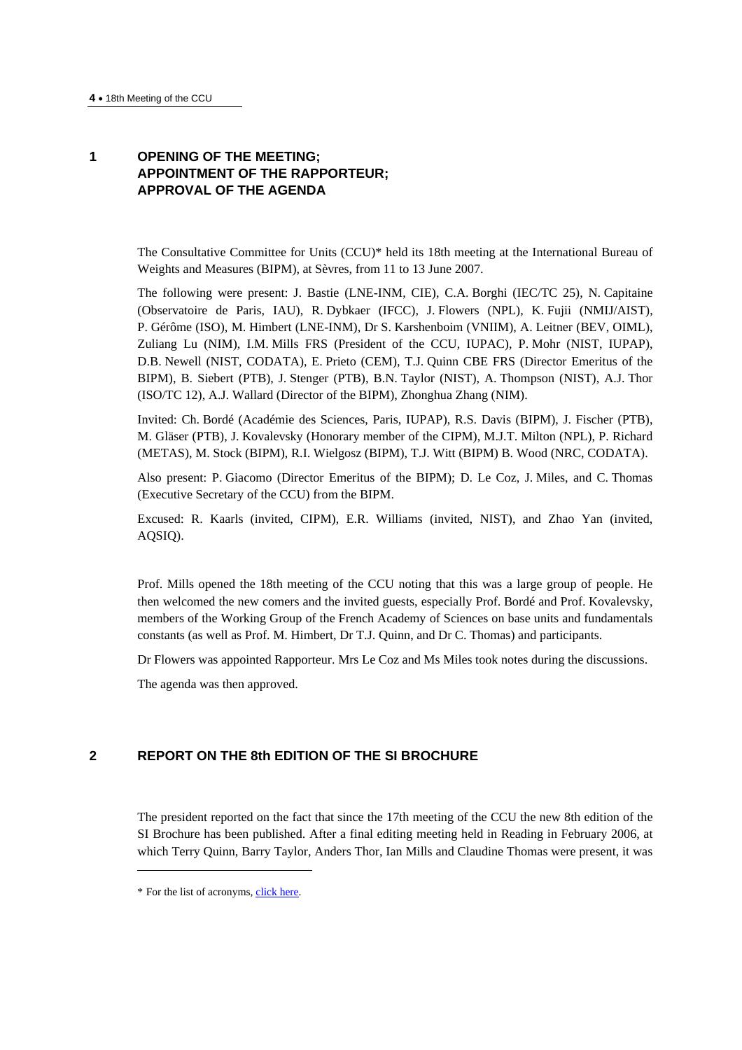## 1 OPENING OF THE MEETING; APPOINTMENT OF THE RAPPORTEUR; APPROVAL OF THE AGENDA

The Consultative Committee for Units (CCU)* held its 18th meeting at the International Bureau of Weights and Measures (BIPM), at Sèvres, from 11 to 13 June 2007.

The following were present: J. Bastie (LNE-INM, CIE), C.A. Borghi (IEC/TC 25), N. Capitaine (Observatoire de Paris, IAU), R. Dybkaer (IFCC), J. Flowers (NPL), K. Fujii (NMIJ/AIST), P. Gérôme (ISO), M. Himbert (LNE-INM), Dr S. Karshenboim (VNIIM), A. Leitner (BEV, OIML), Zuliang Lu (NIM), I.M. Mills FRS (President of the CCU, IUPAC), P. Mohr (NIST, IUPAP), D.B. Newell (NIST, CODATA), E. Prieto (CEM), T.J. Quinn CBE FRS (Director Emeritus of the BIPM), B. Siebert (PTB), J. Stenger (PTB), B.N. Taylor (NIST), A. Thompson (NIST), A.J. Thor (ISO/TC 12), A.J. Wallard (Director of the BIPM), Zhonghua Zhang (NIM).

Invited: Ch. Bordé (Académie des Sciences, Paris, IUPAP), R.S. Davis (BIPM), J. Fischer (PTB), M. Gläser (PTB), J. Kovalevsky (Honorary member of the CIPM), M.J.T. Milton (NPL), P. Richard (METAS), M. Stock (BIPM), R.I. Wielgosz (BIPM), T.J. Witt (BIPM) B. Wood (NRC, CODATA).

Also present: P. Giacomo (Director Emeritus of the BIPM); D. Le Coz, J. Miles, and C. Thomas (Executive Secretary of the CCU) from the BIPM.

Excused: R. Kaarls (invited, CIPM), E.R. Williams (invited, NIST), and Zhao Yan (invited, AQSIQ).

Prof. Mills opened the 18th meeting of the CCU noting that this was a large group of people. He then welcomed the new comers and the invited guests, especially Prof. Bordé and Prof. Kovalevsky, members of the Working Group of the French Academy of Sciences on base units and fundamentals constants (as well as Prof. M. Himbert, Dr T.J. Quinn, and Dr C. Thomas) and participants.

Dr Flowers was appointed Rapporteur. Mrs Le Coz and Ms Miles took notes during the discussions.

The agenda was then approved.

## 2 REPORT ON THE 8th EDITION OF THE SI BROCHURE

The president reported on the fact that since the 17th meeting of the CCU the new 8th edition of the SI Brochure has been published. After a final editing meeting held in Reading in February 2006, at which Terry Quinn, Barry Taylor, Anders Thor, Ian Mills and Claudine Thomas were present, it was

\* For the list of acronyms, click here.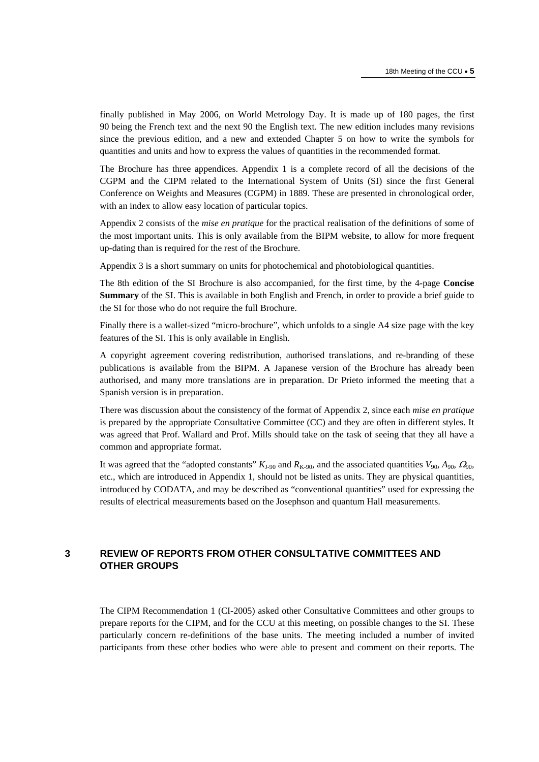finally published in May 2006, on World Metrology Day. It is made up of 180 pages, the first 90 being the French text and the next 90 the English text. The new edition includes many revisions since the previous edition, and a new and extended Chapter 5 on how to write the symbols for quantities and units and how to express the values of quantities in the recommended format.

The Brochure has three appendices. Appendix 1 is a complete record of all the decisions of the CGPM and the CIPM related to the International System of Units (SI) since the first General Conference on Weights and Measures (CGPM) in 1889. These are presented in chronological order, with an index to allow easy location of particular topics.

Appendix 2 consists of the *mise en pratique* for the practical realisation of the definitions of some of the most important units. This is only available from the BIPM website, to allow for more frequent up-dating than is required for the rest of the Brochure.

Appendix 3 is a short summary on units for photochemical and photobiological quantities.

The 8th edition of the SI Brochure is also accompanied, for the first time, by the 4-page **Concise Summary** of the SI. This is available in both English and French, in order to provide a brief guide to the SI for those who do not require the full Brochure.

Finally there is a wallet-sized “micro-brochure”, which unfolds to a single A4 size page with the key features of the SI. This is only available in English.

A copyright agreement covering redistribution, authorised translations, and re-branding of these publications is available from the BIPM. A Japanese version of the Brochure has already been authorised, and many more translations are in preparation. Dr Prieto informed the meeting that a Spanish version is in preparation.

There was discussion about the consistency of the format of Appendix 2, since each *mise en pratique* is prepared by the appropriate Consultative Committee (CC) and they are often in different styles. It was agreed that Prof. Wallard and Prof. Mills should take on the task of seeing that they all have a common and appropriate format.

It was agreed that the “adopted constants” $K_{J\text{-}90}$ and $R_{K\text{-}90}$, and the associated quantities $V_{90}$, $A_{90}$, $\Omega_{90}$, etc., which are introduced in Appendix 1, should not be listed as units. They are physical quantities, introduced by CODATA, and may be described as “conventional quantities” used for expressing the results of electrical measurements based on the Josephson and quantum Hall measurements.

## 3 REVIEW OF REPORTS FROM OTHER CONSULTATIVE COMMITTEES AND OTHER GROUPS

The CIPM Recommendation 1 (CI-2005) asked other Consultative Committees and other groups to prepare reports for the CIPM, and for the CCU at this meeting, on possible changes to the SI. These particularly concern re-definitions of the base units. The meeting included a number of invited participants from these other bodies who were able to present and comment on their reports. The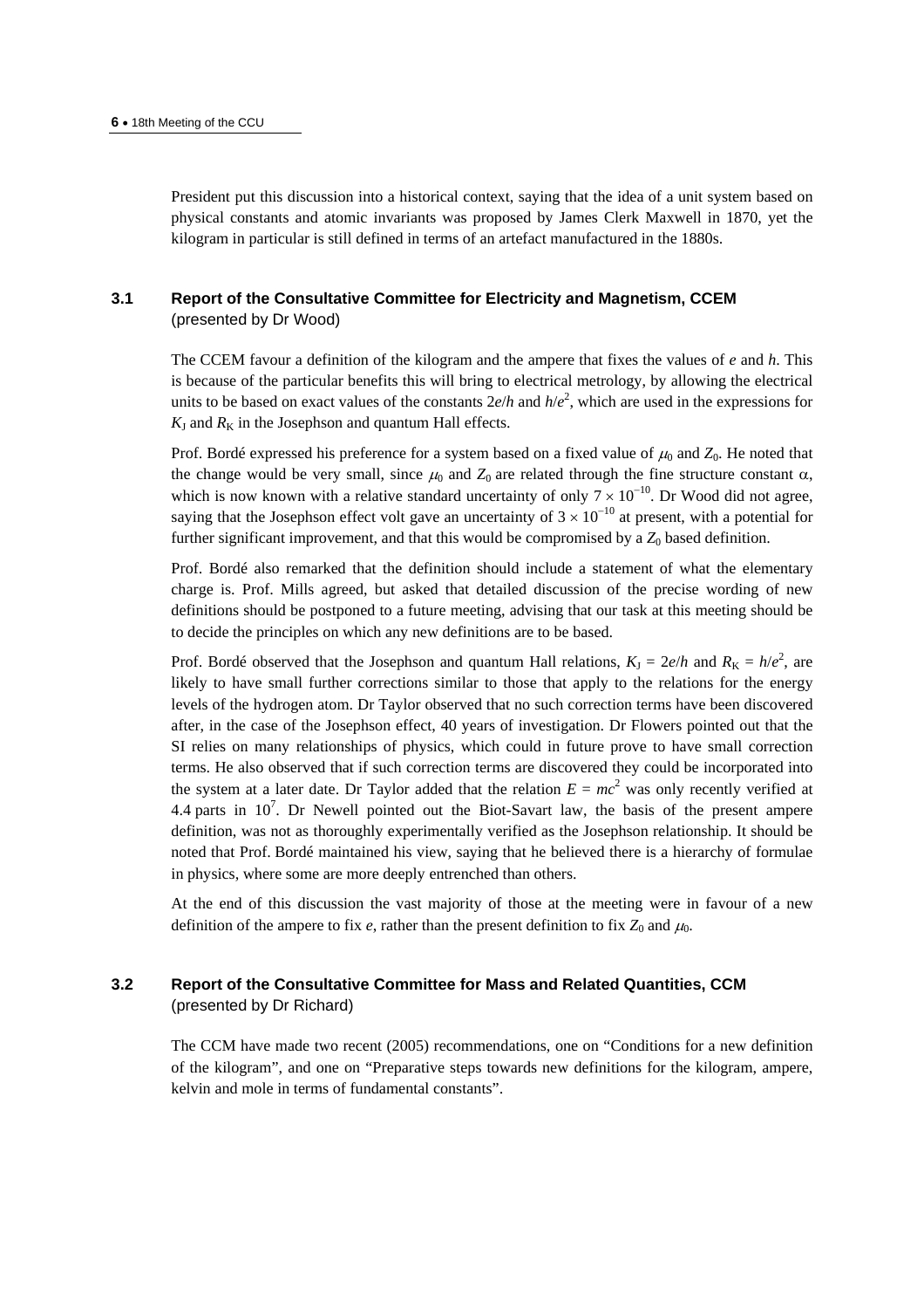President put this discussion into a historical context, saying that the idea of a unit system based on physical constants and atomic invariants was proposed by James Clerk Maxwell in 1870, yet the kilogram in particular is still defined in terms of an artefact manufactured in the 1880s.

## 3.1 Report of the Consultative Committee for Electricity and Magnetism, CCEM

(presented by Dr Wood)

The CCEM favour a definition of the kilogram and the ampere that fixes the values of $e$ and $h$. This is because of the particular benefits this will bring to electrical metrology, by allowing the electrical units to be based on exact values of the constants $2e/h$ and $h/e^2$, which are used in the expressions for $K_J$ and $R_K$ in the Josephson and quantum Hall effects.

Prof. Bordé expressed his preference for a system based on a fixed value of $\mu_0$ and $Z_0$. He noted that the change would be very small, since $\mu_0$ and $Z_0$ are related through the fine structure constant $\alpha$, which is now known with a relative standard uncertainty of only $7 \times 10^{-10}$. Dr Wood did not agree, saying that the Josephson effect volt gave an uncertainty of $3 \times 10^{-10}$ at present, with a potential for further significant improvement, and that this would be compromised by a $Z_0$ based definition.

Prof. Bordé also remarked that the definition should include a statement of what the elementary charge is. Prof. Mills agreed, but asked that detailed discussion of the precise wording of new definitions should be postponed to a future meeting, advising that our task at this meeting should be to decide the principles on which any new definitions are to be based.

Prof. Bordé observed that the Josephson and quantum Hall relations, $K_J = 2e/h$ and $R_K = h/e^2$, are likely to have small further corrections similar to those that apply to the relations for the energy levels of the hydrogen atom. Dr Taylor observed that no such correction terms have been discovered after, in the case of the Josephson effect, 40 years of investigation. Dr Flowers pointed out that the SI relies on many relationships of physics, which could in future prove to have small correction terms. He also observed that if such correction terms are discovered they could be incorporated into the system at a later date. Dr Taylor added that the relation $E = mc^2$ was only recently verified at 4.4 parts in $10^7$. Dr Newell pointed out the Biot-Savart law, the basis of the present ampere definition, was not as thoroughly experimentally verified as the Josephson relationship. It should be noted that Prof. Bordé maintained his view, saying that he believed there is a hierarchy of formulae in physics, where some are more deeply entrenched than others.

At the end of this discussion the vast majority of those at the meeting were in favour of a new definition of the ampere to fix $e$, rather than the present definition to fix $Z_0$ and $\mu_0$.

## 3.2 Report of the Consultative Committee for Mass and Related Quantities, CCM

(presented by Dr Richard)

The CCM have made two recent (2005) recommendations, one on “Conditions for a new definition of the kilogram”, and one on “Preparative steps towards new definitions for the kilogram, ampere, kelvin and mole in terms of fundamental constants”.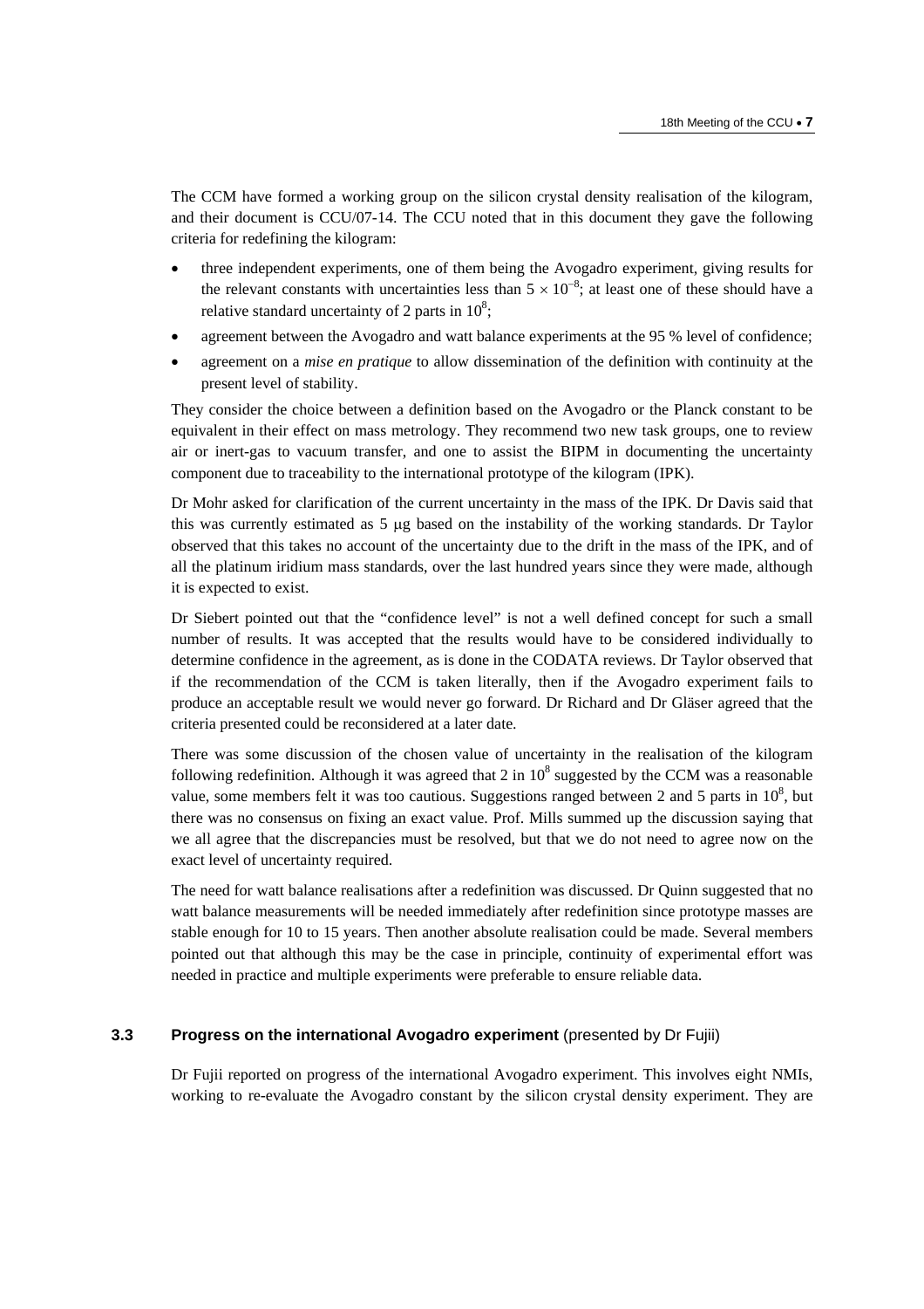The CCM have formed a working group on the silicon crystal density realisation of the kilogram, and their document is CCU/07-14. The CCU noted that in this document they gave the following criteria for redefining the kilogram:

- three independent experiments, one of them being the Avogadro experiment, giving results for the relevant constants with uncertainties less than $5 \times 10^{-8}$; at least one of these should have a relative standard uncertainty of 2 parts in $10^8$;
- agreement between the Avogadro and watt balance experiments at the 95 % level of confidence;
- agreement on a *mise en pratique* to allow dissemination of the definition with continuity at the present level of stability.

They consider the choice between a definition based on the Avogadro or the Planck constant to be equivalent in their effect on mass metrology. They recommend two new task groups, one to review air or inert-gas to vacuum transfer, and one to assist the BIPM in documenting the uncertainty component due to traceability to the international prototype of the kilogram (IPK).

Dr Mohr asked for clarification of the current uncertainty in the mass of the IPK. Dr Davis said that this was currently estimated as 5 μg based on the instability of the working standards. Dr Taylor observed that this takes no account of the uncertainty due to the drift in the mass of the IPK, and of all the platinum iridium mass standards, over the last hundred years since they were made, although it is expected to exist.

Dr Siebert pointed out that the "confidence level" is not a well defined concept for such a small number of results. It was accepted that the results would have to be considered individually to determine confidence in the agreement, as is done in the CODATA reviews. Dr Taylor observed that if the recommendation of the CCM is taken literally, then if the Avogadro experiment fails to produce an acceptable result we would never go forward. Dr Richard and Dr Gläser agreed that the criteria presented could be reconsidered at a later date.

There was some discussion of the chosen value of uncertainty in the realisation of the kilogram following redefinition. Although it was agreed that 2 in $10^8$ suggested by the CCM was a reasonable value, some members felt it was too cautious. Suggestions ranged between 2 and 5 parts in $10^8$, but there was no consensus on fixing an exact value. Prof. Mills summed up the discussion saying that we all agree that the discrepancies must be resolved, but that we do not need to agree now on the exact level of uncertainty required.

The need for watt balance realisations after a redefinition was discussed. Dr Quinn suggested that no watt balance measurements will be needed immediately after redefinition since prototype masses are stable enough for 10 to 15 years. Then another absolute realisation could be made. Several members pointed out that although this may be the case in principle, continuity of experimental effort was needed in practice and multiple experiments were preferable to ensure reliable data.

### 3.3 **Progress on the international Avogadro experiment** (presented by Dr Fujii)

Dr Fujii reported on progress of the international Avogadro experiment. This involves eight NMIs, working to re-evaluate the Avogadro constant by the silicon crystal density experiment. They are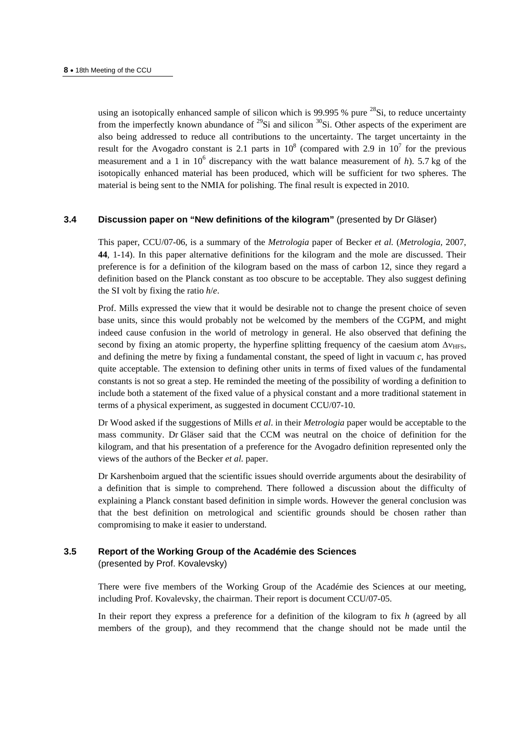using an isotopically enhanced sample of silicon which is 99.995 % pure $^{28}$Si, to reduce uncertainty from the imperfectly known abundance of $^{29}$Si and silicon $^{30}$Si. Other aspects of the experiment are also being addressed to reduce all contributions to the uncertainty. The target uncertainty in the result for the Avogadro constant is 2.1 parts in $10^8$ (compared with 2.9 in $10^7$ for the previous measurement and a 1 in $10^6$ discrepancy with the watt balance measurement of $h$). 5.7 kg of the isotopically enhanced material has been produced, which will be sufficient for two spheres. The material is being sent to the NMIA for polishing. The final result is expected in 2010.

### 3.4 Discussion paper on "New definitions of the kilogram" (presented by Dr Gläser)

This paper, CCU/07-06, is a summary of the *Metrologia* paper of Becker *et al.* (*Metrologia*, 2007, **44**, 1-14). In this paper alternative definitions for the kilogram and the mole are discussed. Their preference is for a definition of the kilogram based on the mass of carbon 12, since they regard a definition based on the Planck constant as too obscure to be acceptable. They also suggest defining the SI volt by fixing the ratio $h/e$.

Prof. Mills expressed the view that it would be desirable not to change the present choice of seven base units, since this would probably not be welcomed by the members of the CGPM, and might indeed cause confusion in the world of metrology in general. He also observed that defining the second by fixing an atomic property, the hyperfine splitting frequency of the caesium atom $\Delta\nu_{HFS}$, and defining the metre by fixing a fundamental constant, the speed of light in vacuum $c$, has proved quite acceptable. The extension to defining other units in terms of fixed values of the fundamental constants is not so great a step. He reminded the meeting of the possibility of wording a definition to include both a statement of the fixed value of a physical constant and a more traditional statement in terms of a physical experiment, as suggested in document CCU/07-10.

Dr Wood asked if the suggestions of Mills *et al*. in their *Metrologia* paper would be acceptable to the mass community. Dr Gläser said that the CCM was neutral on the choice of definition for the kilogram, and that his presentation of a preference for the Avogadro definition represented only the views of the authors of the Becker *et al.* paper.

Dr Karshenboim argued that the scientific issues should override arguments about the desirability of a definition that is simple to comprehend. There followed a discussion about the difficulty of explaining a Planck constant based definition in simple words. However the general conclusion was that the best definition on metrological and scientific grounds should be chosen rather than compromising to make it easier to understand.

### 3.5 Report of the Working Group of the Académie des Sciences (presented by Prof. Kovalevsky)

There were five members of the Working Group of the Académie des Sciences at our meeting, including Prof. Kovalevsky, the chairman. Their report is document CCU/07-05.

In their report they express a preference for a definition of the kilogram to fix $h$ (agreed by all members of the group), and they recommend that the change should not be made until the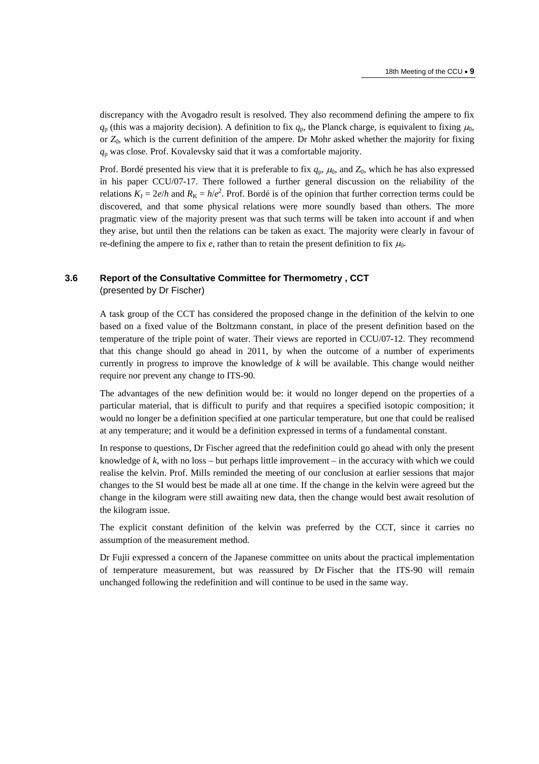discrepancy with the Avogadro result is resolved. They also recommend defining the ampere to fix $q_p$ (this was a majority decision). A definition to fix $q_p$, the Planck charge, is equivalent to fixing $\mu_0$, or $Z_0$, which is the current definition of the ampere. Dr Mohr asked whether the majority for fixing $q_p$ was close. Prof. Kovalevsky said that it was a comfortable majority.

Prof. Bordé presented his view that it is preferable to fix $q_p$, $\mu_0$, and $Z_0$, which he has also expressed in his paper CCU/07-17. There followed a further general discussion on the reliability of the relations $K_J = 2e/h$ and $R_K = h/e^2$. Prof. Bordé is of the opinion that further correction terms could be discovered, and that some physical relations were more soundly based than others. The more pragmatic view of the majority present was that such terms will be taken into account if and when they arise, but until then the relations can be taken as exact. The majority were clearly in favour of re-defining the ampere to fix $e$, rather than to retain the present definition to fix $\mu_0$.

### 3.6 Report of the Consultative Committee for Thermometry , CCT

(presented by Dr Fischer)

A task group of the CCT has considered the proposed change in the definition of the kelvin to one based on a fixed value of the Boltzmann constant, in place of the present definition based on the temperature of the triple point of water. Their views are reported in CCU/07-12. They recommend that this change should go ahead in 2011, by when the outcome of a number of experiments currently in progress to improve the knowledge of $k$ will be available. This change would neither require nor prevent any change to ITS-90.

The advantages of the new definition would be: it would no longer depend on the properties of a particular material, that is difficult to purify and that requires a specified isotopic composition; it would no longer be a definition specified at one particular temperature, but one that could be realised at any temperature; and it would be a definition expressed in terms of a fundamental constant.

In response to questions, Dr Fischer agreed that the redefinition could go ahead with only the present knowledge of $k$, with no loss – but perhaps little improvement – in the accuracy with which we could realise the kelvin. Prof. Mills reminded the meeting of our conclusion at earlier sessions that major changes to the SI would best be made all at one time. If the change in the kelvin were agreed but the change in the kilogram were still awaiting new data, then the change would best await resolution of the kilogram issue.

The explicit constant definition of the kelvin was preferred by the CCT, since it carries no assumption of the measurement method.

Dr Fujii expressed a concern of the Japanese committee on units about the practical implementation of temperature measurement, but was reassured by Dr Fischer that the ITS-90 will remain unchanged following the redefinition and will continue to be used in the same way.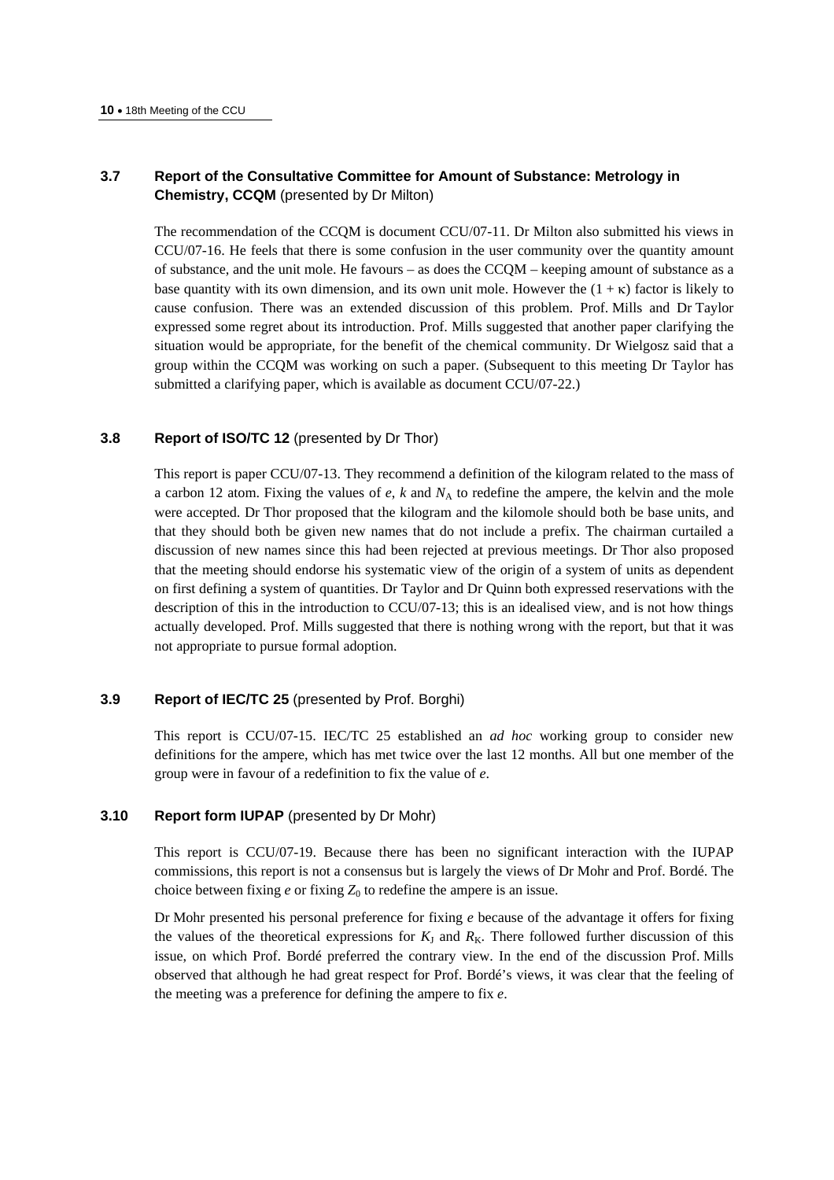### 3.7 Report of the Consultative Committee for Amount of Substance: Metrology in Chemistry, CCQM (presented by Dr Milton)

The recommendation of the CCQM is document CCU/07-11. Dr Milton also submitted his views in CCU/07-16. He feels that there is some confusion in the user community over the quantity amount of substance, and the unit mole. He favours – as does the CCQM – keeping amount of substance as a base quantity with its own dimension, and its own unit mole. However the $(1 + \kappa)$ factor is likely to cause confusion. There was an extended discussion of this problem. Prof. Mills and Dr Taylor expressed some regret about its introduction. Prof. Mills suggested that another paper clarifying the situation would be appropriate, for the benefit of the chemical community. Dr Wielgosz said that a group within the CCQM was working on such a paper. (Subsequent to this meeting Dr Taylor has submitted a clarifying paper, which is available as document CCU/07-22.)

### 3.8 Report of ISO/TC 12 (presented by Dr Thor)

This report is paper CCU/07-13. They recommend a definition of the kilogram related to the mass of a carbon 12 atom. Fixing the values of $e$, $k$ and $N_A$ to redefine the ampere, the kelvin and the mole were accepted. Dr Thor proposed that the kilogram and the kilomole should both be base units, and that they should both be given new names that do not include a prefix. The chairman curtailed a discussion of new names since this had been rejected at previous meetings. Dr Thor also proposed that the meeting should endorse his systematic view of the origin of a system of units as dependent on first defining a system of quantities. Dr Taylor and Dr Quinn both expressed reservations with the description of this in the introduction to CCU/07-13; this is an idealised view, and is not how things actually developed. Prof. Mills suggested that there is nothing wrong with the report, but that it was not appropriate to pursue formal adoption.

### 3.9 Report of IEC/TC 25 (presented by Prof. Borghi)

This report is CCU/07-15. IEC/TC 25 established an *ad hoc* working group to consider new definitions for the ampere, which has met twice over the last 12 months. All but one member of the group were in favour of a redefinition to fix the value of $e$.

### 3.10 Report form IUPAP (presented by Dr Mohr)

This report is CCU/07-19. Because there has been no significant interaction with the IUPAP commissions, this report is not a consensus but is largely the views of Dr Mohr and Prof. Bordé. The choice between fixing $e$ or fixing $Z_0$ to redefine the ampere is an issue.

Dr Mohr presented his personal preference for fixing $e$ because of the advantage it offers for fixing the values of the theoretical expressions for $K_J$ and $R_K$. There followed further discussion of this issue, on which Prof. Bordé preferred the contrary view. In the end of the discussion Prof. Mills observed that although he had great respect for Prof. Bordé's views, it was clear that the feeling of the meeting was a preference for defining the ampere to fix $e$.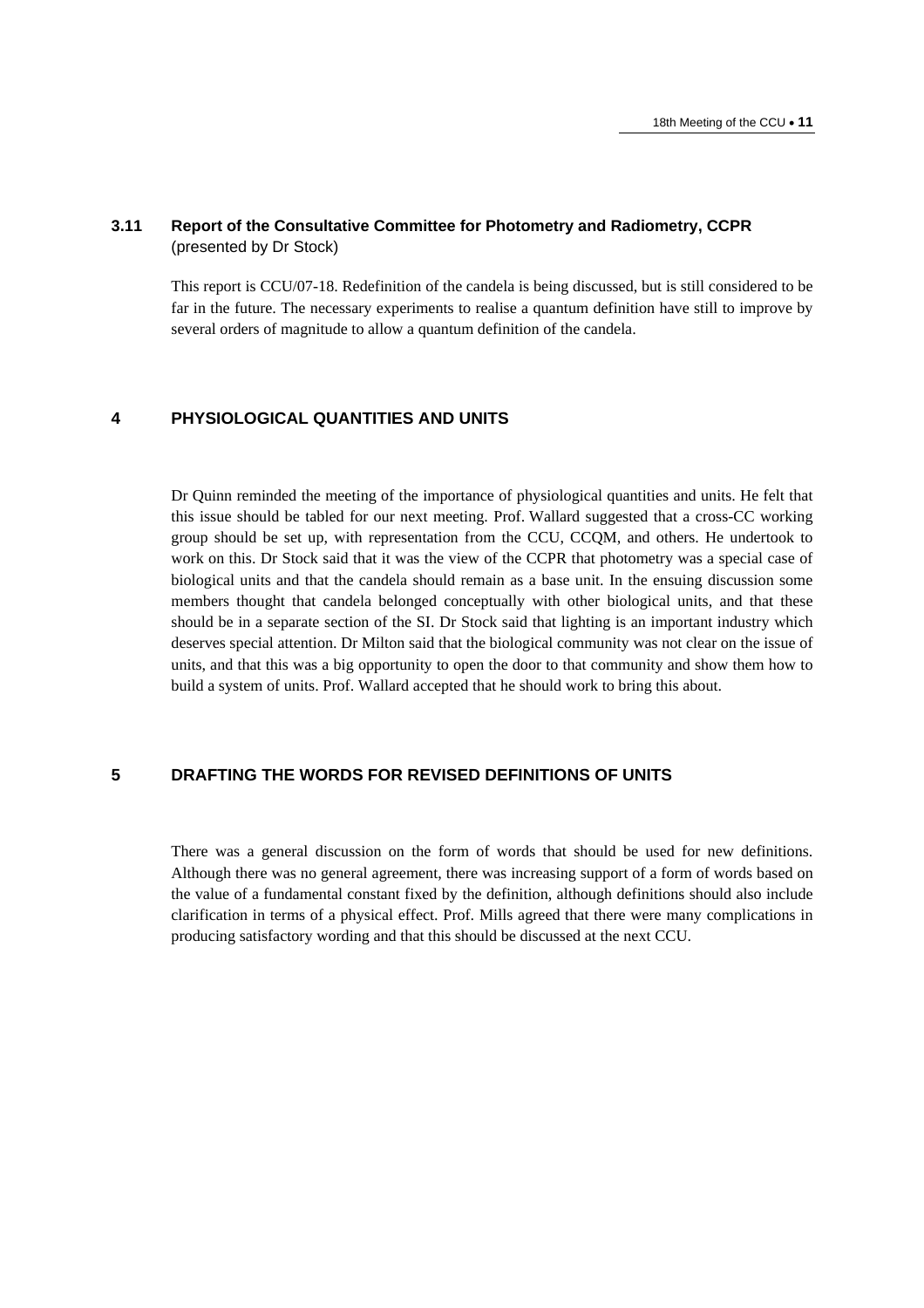### 3.11 Report of the Consultative Committee for Photometry and Radiometry, CCPR
(presented by Dr Stock)

This report is CCU/07-18. Redefinition of the candela is being discussed, but is still considered to be far in the future. The necessary experiments to realise a quantum definition have still to improve by several orders of magnitude to allow a quantum definition of the candela.

## 4 PHYSIOLOGICAL QUANTITIES AND UNITS

Dr Quinn reminded the meeting of the importance of physiological quantities and units. He felt that this issue should be tabled for our next meeting. Prof. Wallard suggested that a cross-CC working group should be set up, with representation from the CCU, CCQM, and others. He undertook to work on this. Dr Stock said that it was the view of the CCPR that photometry was a special case of biological units and that the candela should remain as a base unit. In the ensuing discussion some members thought that candela belonged conceptually with other biological units, and that these should be in a separate section of the SI. Dr Stock said that lighting is an important industry which deserves special attention. Dr Milton said that the biological community was not clear on the issue of units, and that this was a big opportunity to open the door to that community and show them how to build a system of units. Prof. Wallard accepted that he should work to bring this about.

## 5 DRAFTING THE WORDS FOR REVISED DEFINITIONS OF UNITS

There was a general discussion on the form of words that should be used for new definitions. Although there was no general agreement, there was increasing support of a form of words based on the value of a fundamental constant fixed by the definition, although definitions should also include clarification in terms of a physical effect. Prof. Mills agreed that there were many complications in producing satisfactory wording and that this should be discussed at the next CCU.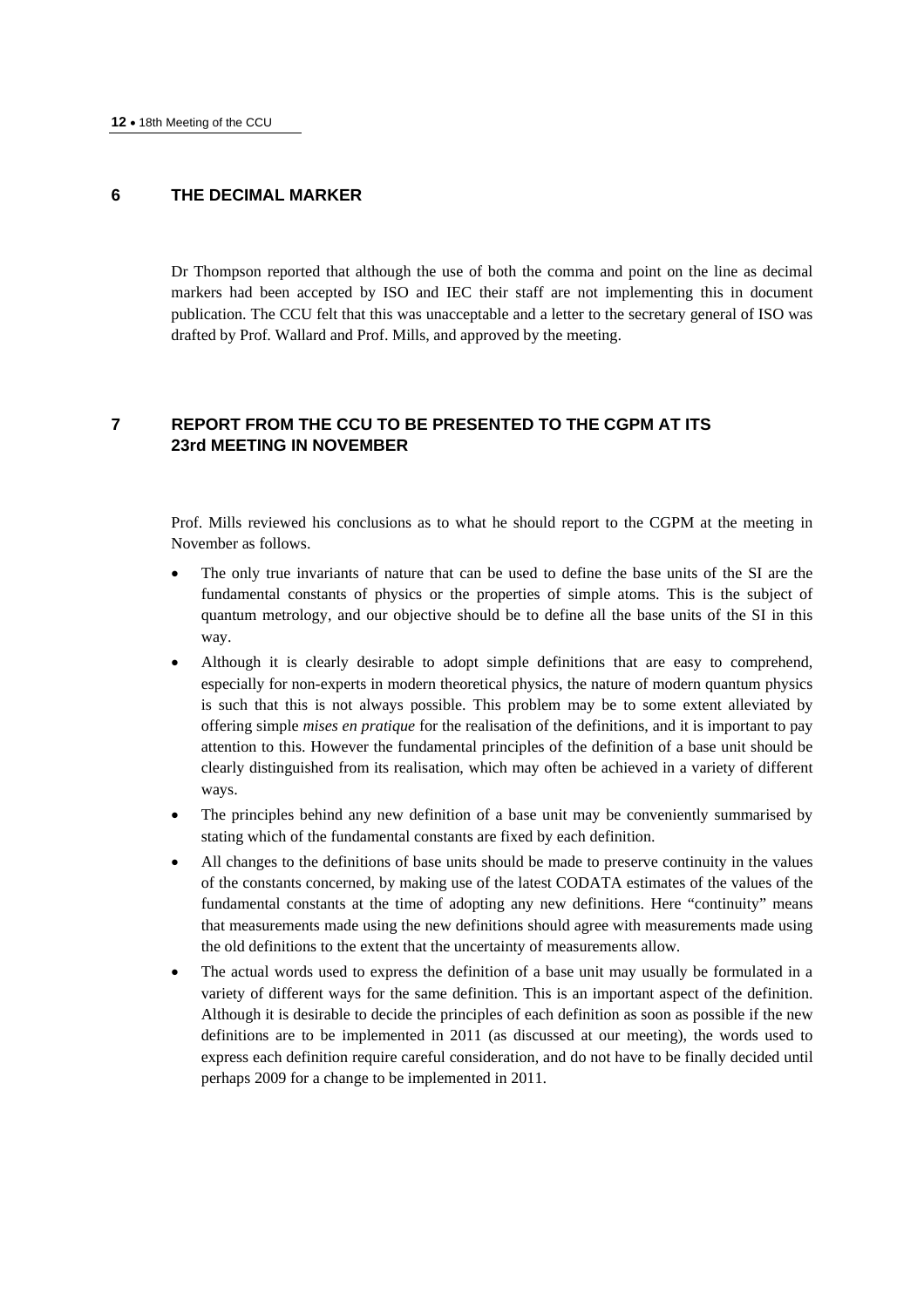## 6 THE DECIMAL MARKER

Dr Thompson reported that although the use of both the comma and point on the line as decimal markers had been accepted by ISO and IEC their staff are not implementing this in document publication. The CCU felt that this was unacceptable and a letter to the secretary general of ISO was drafted by Prof. Wallard and Prof. Mills, and approved by the meeting.

## 7 REPORT FROM THE CCU TO BE PRESENTED TO THE CGPM AT ITS 23rd MEETING IN NOVEMBER

Prof. Mills reviewed his conclusions as to what he should report to the CGPM at the meeting in November as follows.

- The only true invariants of nature that can be used to define the base units of the SI are the fundamental constants of physics or the properties of simple atoms. This is the subject of quantum metrology, and our objective should be to define all the base units of the SI in this way.
- Although it is clearly desirable to adopt simple definitions that are easy to comprehend, especially for non-experts in modern theoretical physics, the nature of modern quantum physics is such that this is not always possible. This problem may be to some extent alleviated by offering simple *mises en pratique* for the realisation of the definitions, and it is important to pay attention to this. However the fundamental principles of the definition of a base unit should be clearly distinguished from its realisation, which may often be achieved in a variety of different ways.
- The principles behind any new definition of a base unit may be conveniently summarised by stating which of the fundamental constants are fixed by each definition.
- All changes to the definitions of base units should be made to preserve continuity in the values of the constants concerned, by making use of the latest CODATA estimates of the values of the fundamental constants at the time of adopting any new definitions. Here "continuity" means that measurements made using the new definitions should agree with measurements made using the old definitions to the extent that the uncertainty of measurements allow.
- The actual words used to express the definition of a base unit may usually be formulated in a variety of different ways for the same definition. This is an important aspect of the definition. Although it is desirable to decide the principles of each definition as soon as possible if the new definitions are to be implemented in 2011 (as discussed at our meeting), the words used to express each definition require careful consideration, and do not have to be finally decided until perhaps 2009 for a change to be implemented in 2011.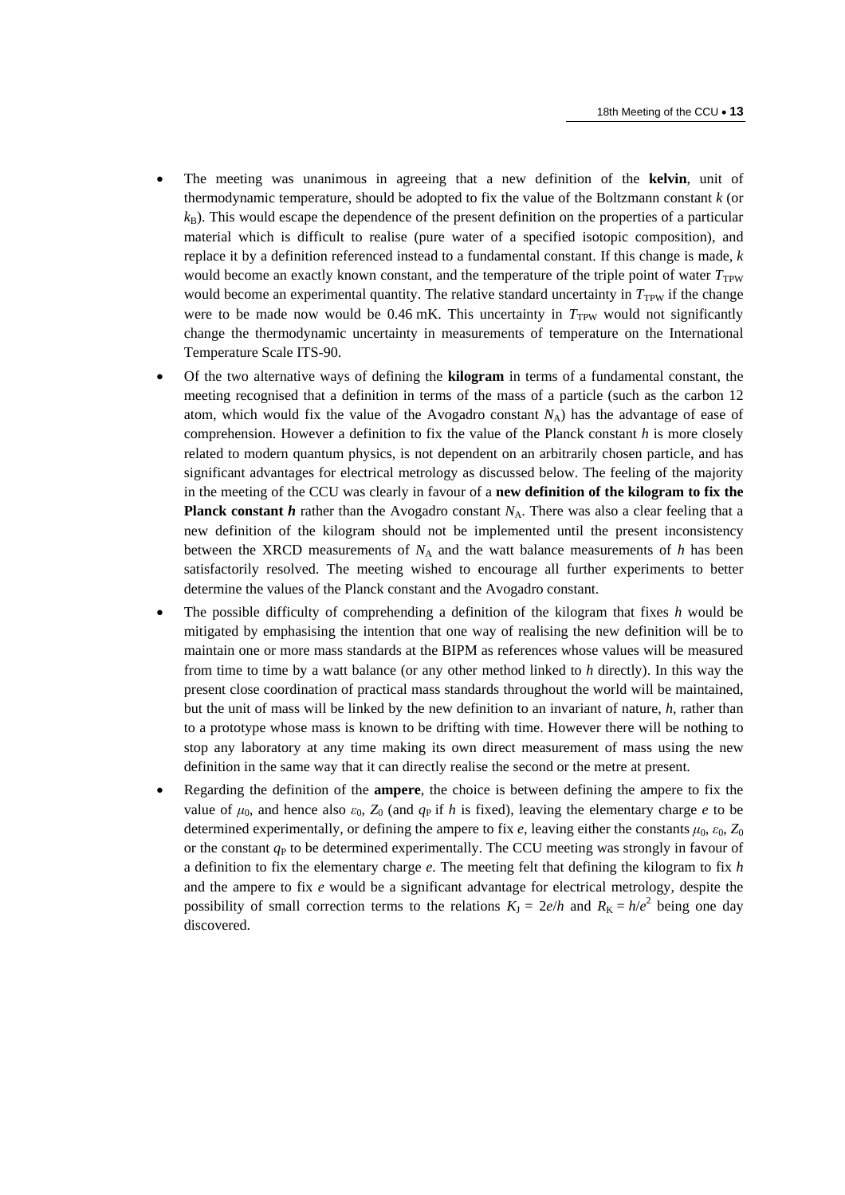- The meeting was unanimous in agreeing that a new definition of the **kelvin**, unit of thermodynamic temperature, should be adopted to fix the value of the Boltzmann constant $k$ (or $k_B$). This would escape the dependence of the present definition on the properties of a particular material which is difficult to realise (pure water of a specified isotopic composition), and replace it by a definition referenced instead to a fundamental constant. If this change is made, $k$ would become an exactly known constant, and the temperature of the triple point of water $T_{TPW}$ would become an experimental quantity. The relative standard uncertainty in $T_{TPW}$ if the change were to be made now would be 0.46 mK. This uncertainty in $T_{TPW}$ would not significantly change the thermodynamic uncertainty in measurements of temperature on the International Temperature Scale ITS-90.
- Of the two alternative ways of defining the **kilogram** in terms of a fundamental constant, the meeting recognised that a definition in terms of the mass of a particle (such as the carbon 12 atom, which would fix the value of the Avogadro constant $N_A$) has the advantage of ease of comprehension. However a definition to fix the value of the Planck constant $h$ is more closely related to modern quantum physics, is not dependent on an arbitrarily chosen particle, and has significant advantages for electrical metrology as discussed below. The feeling of the majority in the meeting of the CCU was clearly in favour of a **new definition of the kilogram to fix the Planck constant *h*** rather than the Avogadro constant $N_A$. There was also a clear feeling that a new definition of the kilogram should not be implemented until the present inconsistency between the XRCD measurements of $N_A$ and the watt balance measurements of $h$ has been satisfactorily resolved. The meeting wished to encourage all further experiments to better determine the values of the Planck constant and the Avogadro constant.
- The possible difficulty of comprehending a definition of the kilogram that fixes $h$ would be mitigated by emphasising the intention that one way of realising the new definition will be to maintain one or more mass standards at the BIPM as references whose values will be measured from time to time by a watt balance (or any other method linked to $h$ directly). In this way the present close coordination of practical mass standards throughout the world will be maintained, but the unit of mass will be linked by the new definition to an invariant of nature, $h$, rather than to a prototype whose mass is known to be drifting with time. However there will be nothing to stop any laboratory at any time making its own direct measurement of mass using the new definition in the same way that it can directly realise the second or the metre at present.
- Regarding the definition of the **ampere**, the choice is between defining the ampere to fix the value of $\mu_0$, and hence also $\varepsilon_0$, $Z_0$ (and $q_P$ if $h$ is fixed), leaving the elementary charge $e$ to be determined experimentally, or defining the ampere to fix $e$, leaving either the constants $\mu_0$, $\varepsilon_0$, $Z_0$ or the constant $q_P$ to be determined experimentally. The CCU meeting was strongly in favour of a definition to fix the elementary charge $e$. The meeting felt that defining the kilogram to fix $h$ and the ampere to fix $e$ would be a significant advantage for electrical metrology, despite the possibility of small correction terms to the relations $K_J = 2e/h$ and $R_K = h/e^2$ being one day discovered.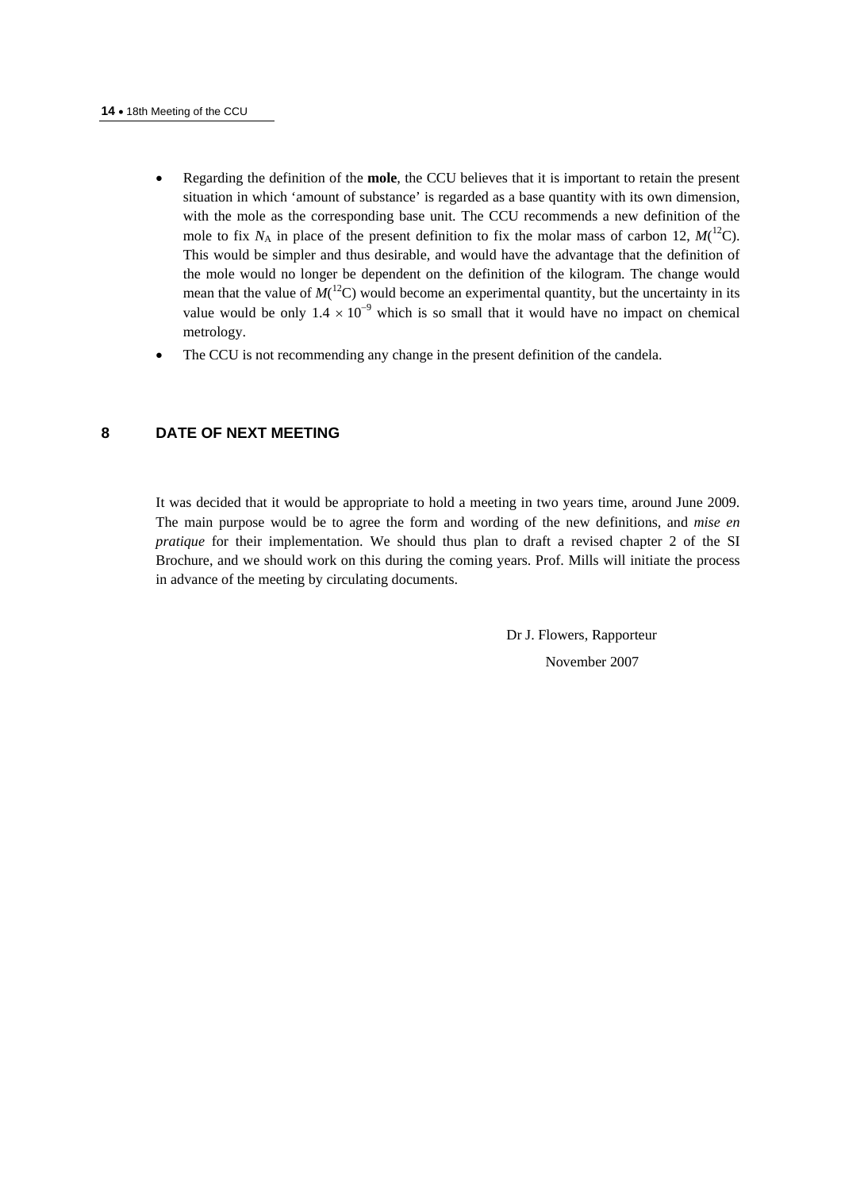- Regarding the definition of the **mole**, the CCU believes that it is important to retain the present situation in which ‘amount of substance’ is regarded as a base quantity with its own dimension, with the mole as the corresponding base unit. The CCU recommends a new definition of the mole to fix $N_A$ in place of the present definition to fix the molar mass of carbon 12, $M(^{12}C)$. This would be simpler and thus desirable, and would have the advantage that the definition of the mole would no longer be dependent on the definition of the kilogram. The change would mean that the value of $M(^{12}C)$ would become an experimental quantity, but the uncertainty in its value would be only $1.4 \times 10^{-9}$ which is so small that it would have no impact on chemical metrology.
- The CCU is not recommending any change in the present definition of the candela.

## 8 DATE OF NEXT MEETING

It was decided that it would be appropriate to hold a meeting in two years time, around June 2009. The main purpose would be to agree the form and wording of the new definitions, and *mise en pratique* for their implementation. We should thus plan to draft a revised chapter 2 of the SI Brochure, and we should work on this during the coming years. Prof. Mills will initiate the process in advance of the meeting by circulating documents.

Dr J. Flowers, Rapporteur

November 2007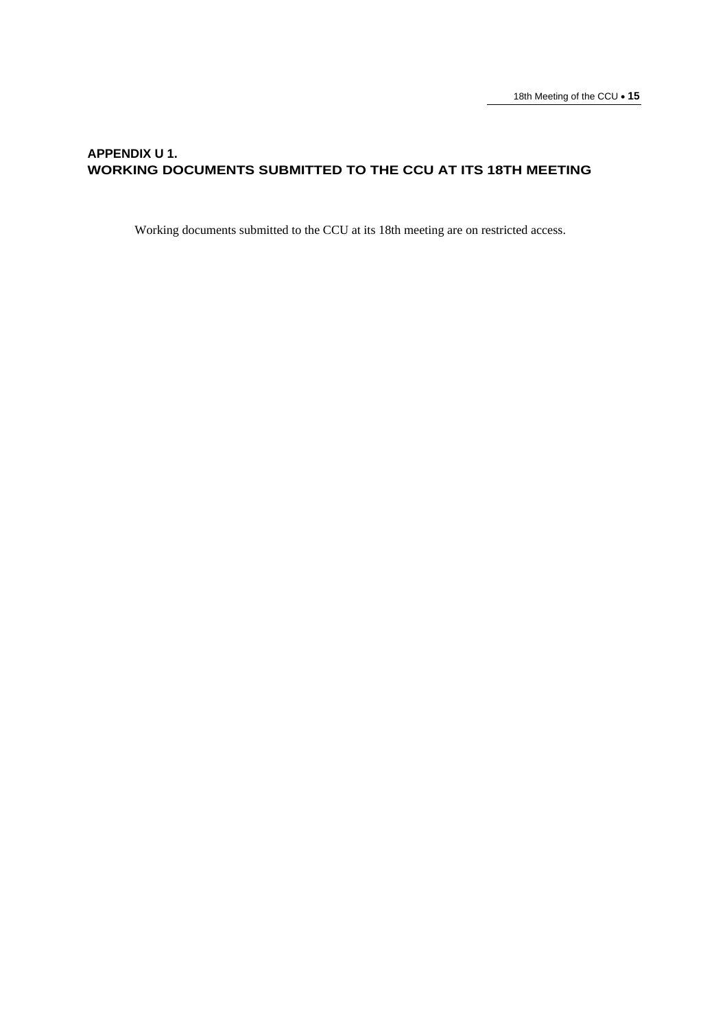## APPENDIX U 1.
## WORKING DOCUMENTS SUBMITTED TO THE CCU AT ITS 18TH MEETING

Working documents submitted to the CCU at its 18th meeting are on restricted access.